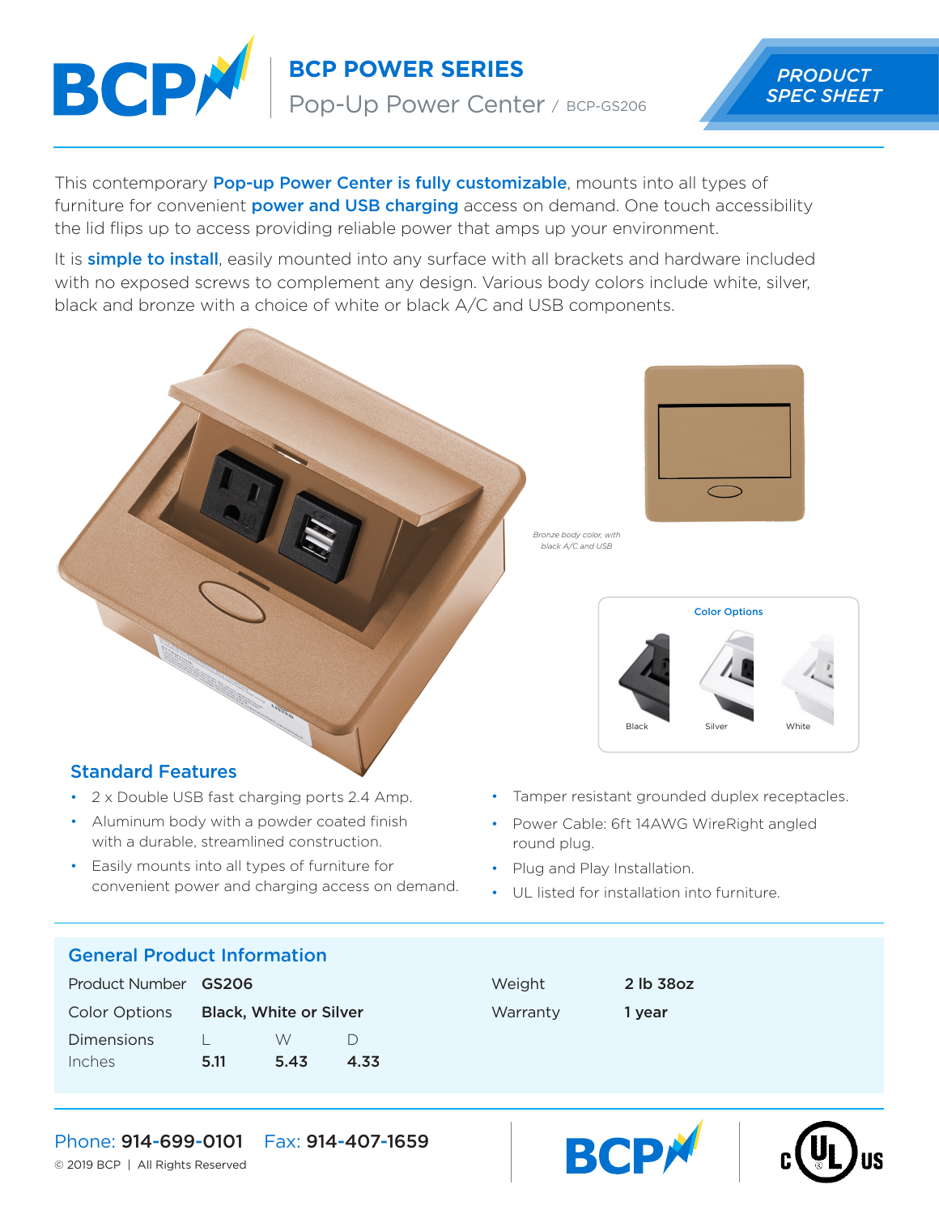# BCP POWER SERIES

## Pop-Up Power Center / BCP-GS206

PRODUCT SPEC SHEET

This contemporary **Pop-up Power Center is fully customizable**, mounts into all types of furniture for convenient **power and USB charging** access on demand. One touch accessibility the lid flips up to access providing reliable power that amps up your environment.

It is **simple to install**, easily mounted into any surface with all brackets and hardware included with no exposed screws to complement any design. Various body colors include white, silver, black and bronze with a choice of white or black A/C and USB components.

*Bronze body color, with black A/C and USB*

Color Options

Black Silver White

## Standard Features

- 2 x Double USB fast charging ports 2.4 Amp.
- Aluminum body with a powder coated finish with a durable, streamlined construction.
- Easily mounts into all types of furniture for convenient power and charging access on demand.
- Tamper resistant grounded duplex receptacles.
- Power Cable: 6ft 14AWG WireRight angled round plug.
- Plug and Play Installation.
- UL listed for installation into furniture.

## General Product Information

| | | | |
|---|---|---|---|
| Product Number | **GS206** | | |
| Color Options | **Black, White or Silver** | | |
| Dimensions Inches | L **5.11** | W **5.43** | D **4.33** |
| Weight | **2 lb 38oz** | | |
| Warranty | **1 year** | | |

Phone: **914-699-0101** Fax: **914-407-1659**

© 2019 BCP | All Rights Reserved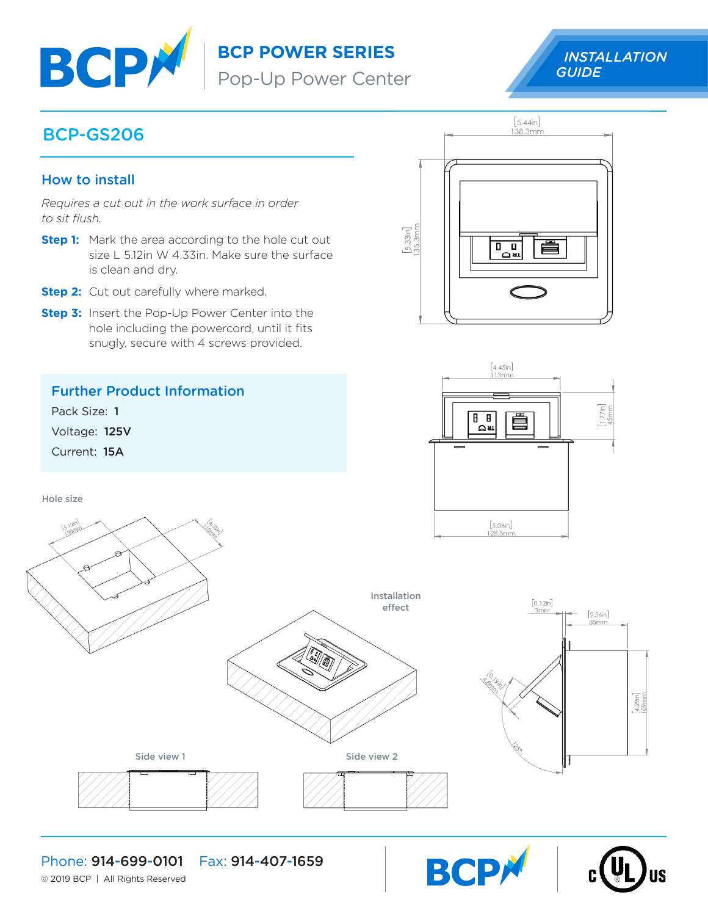# BCP POWER SERIES

Pop-Up Power Center

INSTALLATION GUIDE

## BCP-GS206

### How to install

*Requires a cut out in the work surface in order to sit flush.*

**Step 1:** Mark the area according to the hole cut out size L 5.12in W 4.33in. Make sure the surface is clean and dry.

**Step 2:** Cut out carefully where marked.

**Step 3:** Insert the Pop-Up Power Center into the hole including the powercord, until it fits snugly, secure with 4 screws provided.

### Further Product Information

Pack Size: **1**

Voltage: **125V**

Current: **15A**

[5.44in] 138.3mm

[5.33in] 135.3mm

[4.45in] 113mm

[1.77in] 45mm

[5.06in] 128.5mm

Hole size

[5.12in] 130mm

[4.33in] 110mm

Installation effect

[0.12in] 3mm

[2.56in] 65mm

[0.19in] 4.8mm

[4.29in] 109mm

125°

Side view 1

Side view 2

Phone: **914-699-0101** Fax: **914-407-1659**

© 2019 BCP | All Rights Reserved